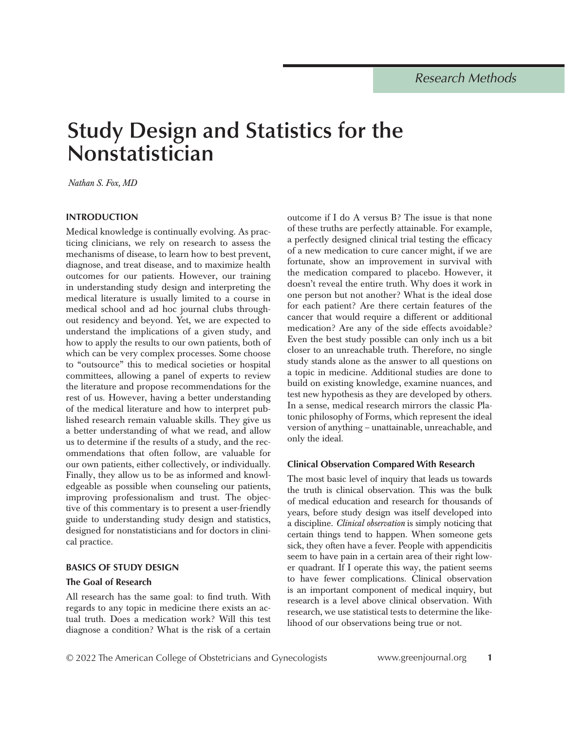Research Methods

# Study Design and Statistics for the Nonstatistician

*Nathan S. Fox, MD*

## INTRODUCTION

Medical knowledge is continually evolving. As practicing clinicians, we rely on research to assess the mechanisms of disease, to learn how to best prevent, diagnose, and treat disease, and to maximize health outcomes for our patients. However, our training in understanding study design and interpreting the medical literature is usually limited to a course in medical school and ad hoc journal clubs throughout residency and beyond. Yet, we are expected to understand the implications of a given study, and how to apply the results to our own patients, both of which can be very complex processes. Some choose to "outsource" this to medical societies or hospital committees, allowing a panel of experts to review the literature and propose recommendations for the rest of us. However, having a better understanding of the medical literature and how to interpret published research remain valuable skills. They give us a better understanding of what we read, and allow us to determine if the results of a study, and the recommendations that often follow, are valuable for our own patients, either collectively, or individually. Finally, they allow us to be as informed and knowledgeable as possible when counseling our patients, improving professionalism and trust. The objective of this commentary is to present a user-friendly guide to understanding study design and statistics, designed for nonstatisticians and for doctors in clinical practice.

## BASICS OF STUDY DESIGN

### The Goal of Research

All research has the same goal: to find truth. With regards to any topic in medicine there exists an actual truth. Does a medication work? Will this test diagnose a condition? What is the risk of a certain outcome if I do A versus B? The issue is that none of these truths are perfectly attainable. For example, a perfectly designed clinical trial testing the efficacy of a new medication to cure cancer might, if we are fortunate, show an improvement in survival with the medication compared to placebo. However, it doesn't reveal the entire truth. Why does it work in one person but not another? What is the ideal dose for each patient? Are there certain features of the cancer that would require a different or additional medication? Are any of the side effects avoidable? Even the best study possible can only inch us a bit closer to an unreachable truth. Therefore, no single study stands alone as the answer to all questions on a topic in medicine. Additional studies are done to build on existing knowledge, examine nuances, and test new hypothesis as they are developed by others. In a sense, medical research mirrors the classic Platonic philosophy of Forms, which represent the ideal version of anything – unattainable, unreachable, and only the ideal.

### Clinical Observation Compared With Research

The most basic level of inquiry that leads us towards the truth is clinical observation. This was the bulk of medical education and research for thousands of years, before study design was itself developed into a discipline. *Clinical observation* is simply noticing that certain things tend to happen. When someone gets sick, they often have a fever. People with appendicitis seem to have pain in a certain area of their right lower quadrant. If I operate this way, the patient seems to have fewer complications. Clinical observation is an important component of medical inquiry, but research is a level above clinical observation. With research, we use statistical tests to determine the likelihood of our observations being true or not.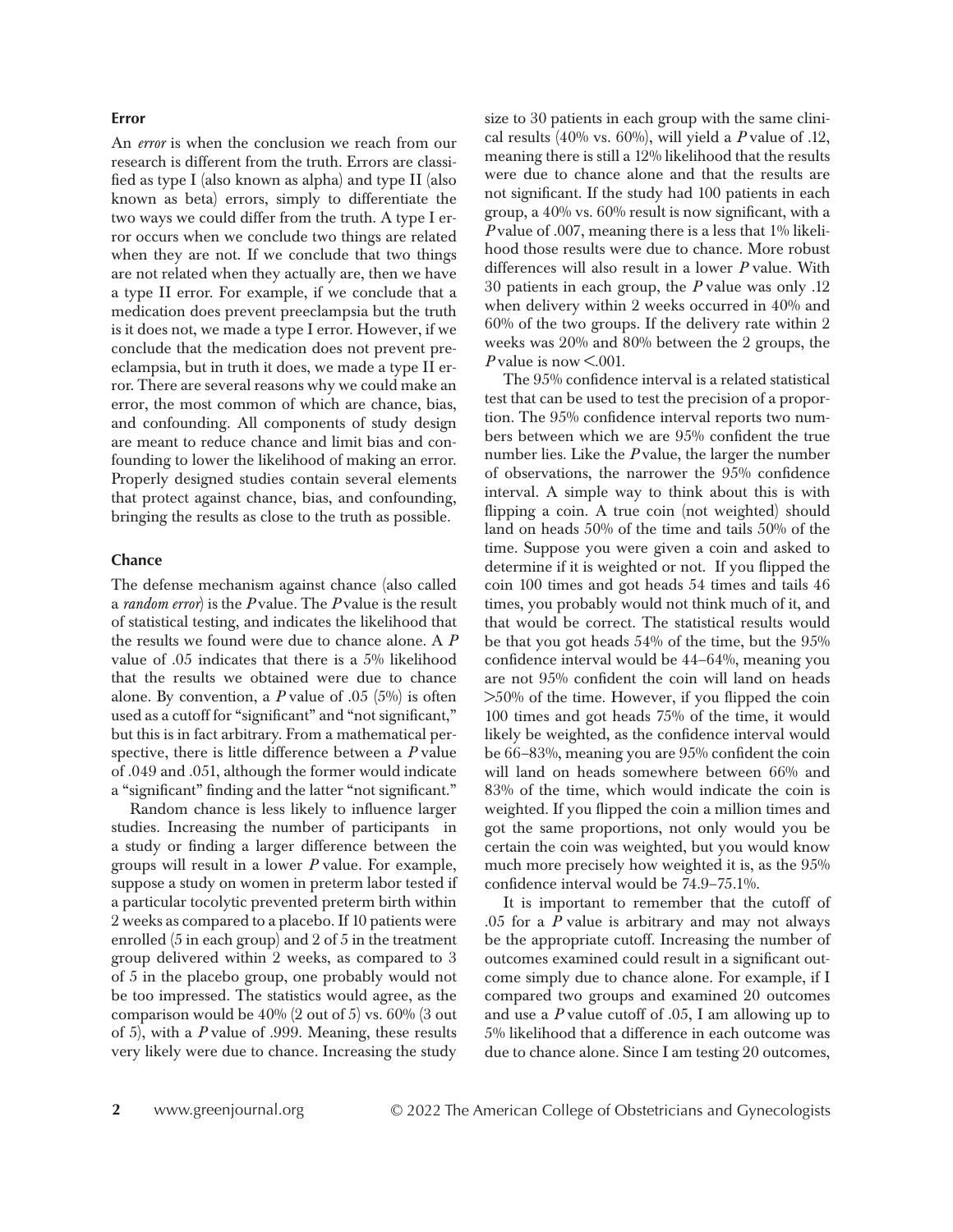### Error

An *error* is when the conclusion we reach from our research is different from the truth. Errors are classified as type I (also known as alpha) and type II (also known as beta) errors, simply to differentiate the two ways we could differ from the truth. A type I error occurs when we conclude two things are related when they are not. If we conclude that two things are not related when they actually are, then we have a type II error. For example, if we conclude that a medication does prevent preeclampsia but the truth is it does not, we made a type I error. However, if we conclude that the medication does not prevent preeclampsia, but in truth it does, we made a type II error. There are several reasons why we could make an error, the most common of which are chance, bias, and confounding. All components of study design are meant to reduce chance and limit bias and confounding to lower the likelihood of making an error. Properly designed studies contain several elements that protect against chance, bias, and confounding, bringing the results as close to the truth as possible.

### Chance

The defense mechanism against chance (also called a *random error*) is the *P* value. The *P* value is the result of statistical testing, and indicates the likelihood that the results we found were due to chance alone. A *P* value of .05 indicates that there is a 5% likelihood that the results we obtained were due to chance alone. By convention, a *P* value of .05 (5%) is often used as a cutoff for "significant" and "not significant," but this is in fact arbitrary. From a mathematical perspective, there is little difference between a *P* value of .049 and .051, although the former would indicate a "significant" finding and the latter "not significant."

Random chance is less likely to influence larger studies. Increasing the number of participants in a study or finding a larger difference between the groups will result in a lower *P* value. For example, suppose a study on women in preterm labor tested if a particular tocolytic prevented preterm birth within 2 weeks as compared to a placebo. If 10 patients were enrolled (5 in each group) and 2 of 5 in the treatment group delivered within 2 weeks, as compared to 3 of 5 in the placebo group, one probably would not be too impressed. The statistics would agree, as the comparison would be 40% (2 out of 5) vs. 60% (3 out of 5), with a *P* value of .999. Meaning, these results very likely were due to chance. Increasing the study size to 30 patients in each group with the same clinical results (40% vs. 60%), will yield a *P* value of .12, meaning there is still a 12% likelihood that the results were due to chance alone and that the results are not significant. If the study had 100 patients in each group, a 40% vs. 60% result is now significant, with a *P* value of .007, meaning there is a less that 1% likelihood those results were due to chance. More robust differences will also result in a lower *P* value. With 30 patients in each group, the *P* value was only .12 when delivery within 2 weeks occurred in 40% and 60% of the two groups. If the delivery rate within 2 weeks was 20% and 80% between the 2 groups, the *P* value is now <.001.

The 95% confidence interval is a related statistical test that can be used to test the precision of a proportion. The 95% confidence interval reports two numbers between which we are 95% confident the true number lies. Like the *P* value, the larger the number of observations, the narrower the 95% confidence interval. A simple way to think about this is with flipping a coin. A true coin (not weighted) should land on heads 50% of the time and tails 50% of the time. Suppose you were given a coin and asked to determine if it is weighted or not. If you flipped the coin 100 times and got heads 54 times and tails 46 times, you probably would not think much of it, and that would be correct. The statistical results would be that you got heads 54% of the time, but the 95% confidence interval would be 44–64%, meaning you are not 95% confident the coin will land on heads >50% of the time. However, if you flipped the coin 100 times and got heads 75% of the time, it would likely be weighted, as the confidence interval would be 66–83%, meaning you are 95% confident the coin will land on heads somewhere between 66% and 83% of the time, which would indicate the coin is weighted. If you flipped the coin a million times and got the same proportions, not only would you be certain the coin was weighted, but you would know much more precisely how weighted it is, as the 95% confidence interval would be 74.9–75.1%.

It is important to remember that the cutoff of .05 for a *P* value is arbitrary and may not always be the appropriate cutoff. Increasing the number of outcomes examined could result in a significant outcome simply due to chance alone. For example, if I compared two groups and examined 20 outcomes and use a *P* value cutoff of .05, I am allowing up to 5% likelihood that a difference in each outcome was due to chance alone. Since I am testing 20 outcomes,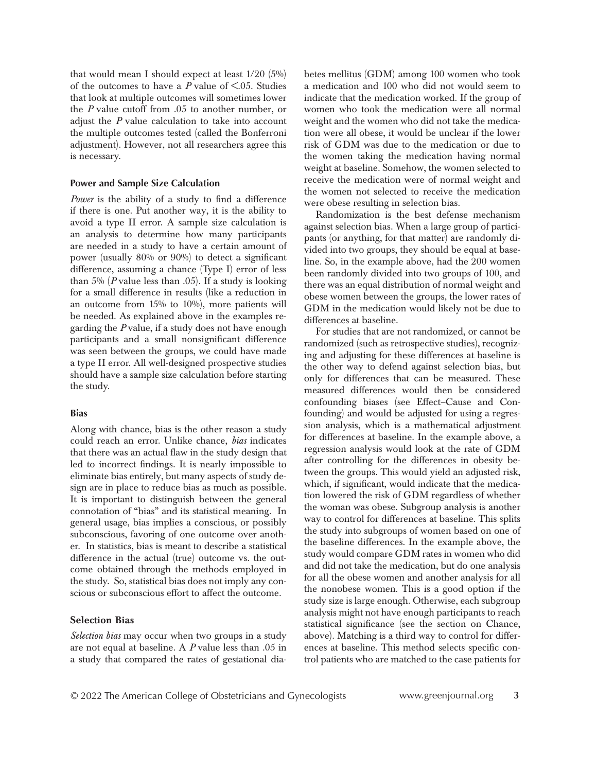that would mean I should expect at least 1/20 (5%) of the outcomes to have a $P$ value of <.05. Studies that look at multiple outcomes will sometimes lower the $P$ value cutoff from .05 to another number, or adjust the $P$ value calculation to take into account the multiple outcomes tested (called the Bonferroni adjustment). However, not all researchers agree this is necessary.

### Power and Sample Size Calculation

*Power* is the ability of a study to find a difference if there is one. Put another way, it is the ability to avoid a type II error. A sample size calculation is an analysis to determine how many participants are needed in a study to have a certain amount of power (usually 80% or 90%) to detect a significant difference, assuming a chance (Type I) error of less than 5% ($P$ value less than .05). If a study is looking for a small difference in results (like a reduction in an outcome from 15% to 10%), more patients will be needed. As explained above in the examples regarding the $P$ value, if a study does not have enough participants and a small nonsignificant difference was seen between the groups, we could have made a type II error. All well-designed prospective studies should have a sample size calculation before starting the study.

### Bias

Along with chance, bias is the other reason a study could reach an error. Unlike chance, *bias* indicates that there was an actual flaw in the study design that led to incorrect findings. It is nearly impossible to eliminate bias entirely, but many aspects of study design are in place to reduce bias as much as possible. It is important to distinguish between the general connotation of "bias" and its statistical meaning. In general usage, bias implies a conscious, or possibly subconscious, favoring of one outcome over another. In statistics, bias is meant to describe a statistical difference in the actual (true) outcome vs. the outcome obtained through the methods employed in the study. So, statistical bias does not imply any conscious or subconscious effort to affect the outcome.

### Selection Bias

*Selection bias* may occur when two groups in a study are not equal at baseline. A $P$ value less than .05 in a study that compared the rates of gestational diabetes mellitus (GDM) among 100 women who took a medication and 100 who did not would seem to indicate that the medication worked. If the group of women who took the medication were all normal weight and the women who did not take the medication were all obese, it would be unclear if the lower risk of GDM was due to the medication or due to the women taking the medication having normal weight at baseline. Somehow, the women selected to receive the medication were of normal weight and the women not selected to receive the medication were obese resulting in selection bias.

Randomization is the best defense mechanism against selection bias. When a large group of participants (or anything, for that matter) are randomly divided into two groups, they should be equal at baseline. So, in the example above, had the 200 women been randomly divided into two groups of 100, and there was an equal distribution of normal weight and obese women between the groups, the lower rates of GDM in the medication would likely not be due to differences at baseline.

For studies that are not randomized, or cannot be randomized (such as retrospective studies), recognizing and adjusting for these differences at baseline is the other way to defend against selection bias, but only for differences that can be measured. These measured differences would then be considered confounding biases (see Effect–Cause and Confounding) and would be adjusted for using a regression analysis, which is a mathematical adjustment for differences at baseline. In the example above, a regression analysis would look at the rate of GDM after controlling for the differences in obesity between the groups. This would yield an adjusted risk, which, if significant, would indicate that the medication lowered the risk of GDM regardless of whether the woman was obese. Subgroup analysis is another way to control for differences at baseline. This splits the study into subgroups of women based on one of the baseline differences. In the example above, the study would compare GDM rates in women who did and did not take the medication, but do one analysis for all the obese women and another analysis for all the nonobese women. This is a good option if the study size is large enough. Otherwise, each subgroup analysis might not have enough participants to reach statistical significance (see the section on Chance, above). Matching is a third way to control for differences at baseline. This method selects specific control patients who are matched to the case patients for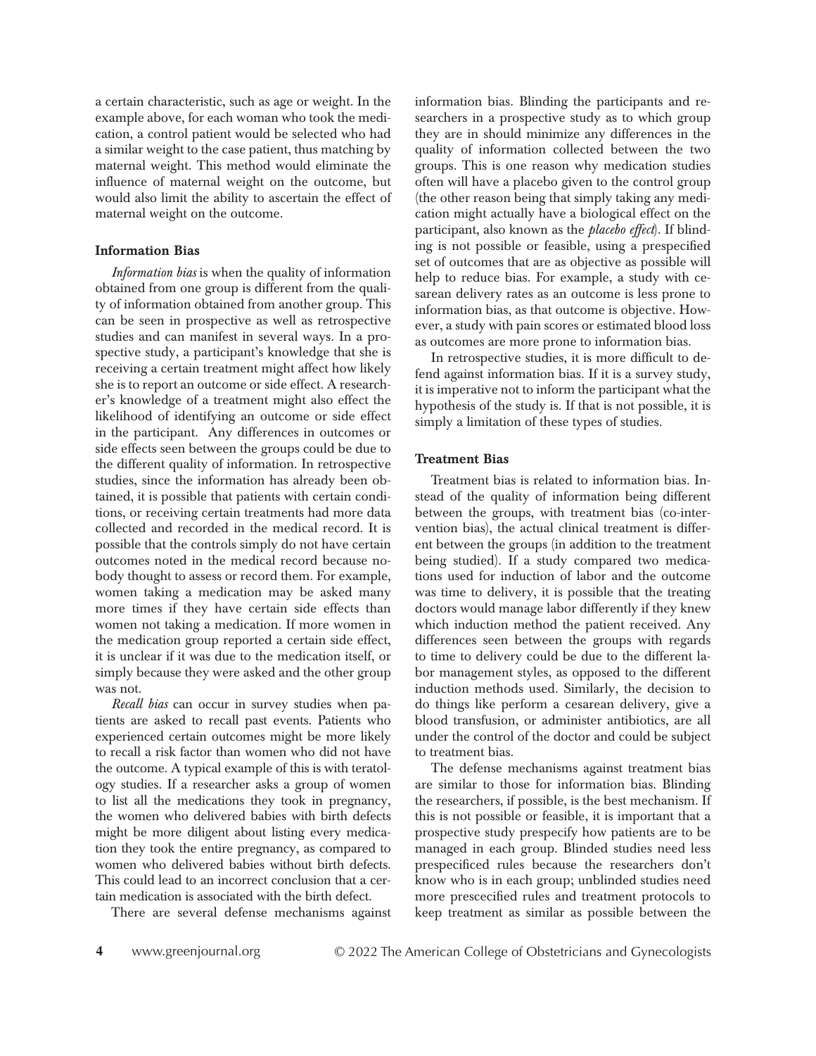a certain characteristic, such as age or weight. In the example above, for each woman who took the medication, a control patient would be selected who had a similar weight to the case patient, thus matching by maternal weight. This method would eliminate the influence of maternal weight on the outcome, but would also limit the ability to ascertain the effect of maternal weight on the outcome.

### Information Bias

*Information bias* is when the quality of information obtained from one group is different from the quality of information obtained from another group. This can be seen in prospective as well as retrospective studies and can manifest in several ways. In a prospective study, a participant's knowledge that she is receiving a certain treatment might affect how likely she is to report an outcome or side effect. A researcher's knowledge of a treatment might also effect the likelihood of identifying an outcome or side effect in the participant. Any differences in outcomes or side effects seen between the groups could be due to the different quality of information. In retrospective studies, since the information has already been obtained, it is possible that patients with certain conditions, or receiving certain treatments had more data collected and recorded in the medical record. It is possible that the controls simply do not have certain outcomes noted in the medical record because nobody thought to assess or record them. For example, women taking a medication may be asked many more times if they have certain side effects than women not taking a medication. If more women in the medication group reported a certain side effect, it is unclear if it was due to the medication itself, or simply because they were asked and the other group was not.

*Recall bias* can occur in survey studies when patients are asked to recall past events. Patients who experienced certain outcomes might be more likely to recall a risk factor than women who did not have the outcome. A typical example of this is with teratology studies. If a researcher asks a group of women to list all the medications they took in pregnancy, the women who delivered babies with birth defects might be more diligent about listing every medication they took the entire pregnancy, as compared to women who delivered babies without birth defects. This could lead to an incorrect conclusion that a certain medication is associated with the birth defect.

There are several defense mechanisms against information bias. Blinding the participants and researchers in a prospective study as to which group they are in should minimize any differences in the quality of information collected between the two groups. This is one reason why medication studies often will have a placebo given to the control group (the other reason being that simply taking any medication might actually have a biological effect on the participant, also known as the *placebo effect*). If blinding is not possible or feasible, using a prespecified set of outcomes that are as objective as possible will help to reduce bias. For example, a study with cesarean delivery rates as an outcome is less prone to information bias, as that outcome is objective. However, a study with pain scores or estimated blood loss as outcomes are more prone to information bias.

In retrospective studies, it is more difficult to defend against information bias. If it is a survey study, it is imperative not to inform the participant what the hypothesis of the study is. If that is not possible, it is simply a limitation of these types of studies.

### Treatment Bias

Treatment bias is related to information bias. Instead of the quality of information being different between the groups, with treatment bias (co-intervention bias), the actual clinical treatment is different between the groups (in addition to the treatment being studied). If a study compared two medications used for induction of labor and the outcome was time to delivery, it is possible that the treating doctors would manage labor differently if they knew which induction method the patient received. Any differences seen between the groups with regards to time to delivery could be due to the different labor management styles, as opposed to the different induction methods used. Similarly, the decision to do things like perform a cesarean delivery, give a blood transfusion, or administer antibiotics, are all under the control of the doctor and could be subject to treatment bias.

The defense mechanisms against treatment bias are similar to those for information bias. Blinding the researchers, if possible, is the best mechanism. If this is not possible or feasible, it is important that a prospective study prespecify how patients are to be managed in each group. Blinded studies need less prespecificed rules because the researchers don't know who is in each group; unblinded studies need more prescecified rules and treatment protocols to keep treatment as similar as possible between the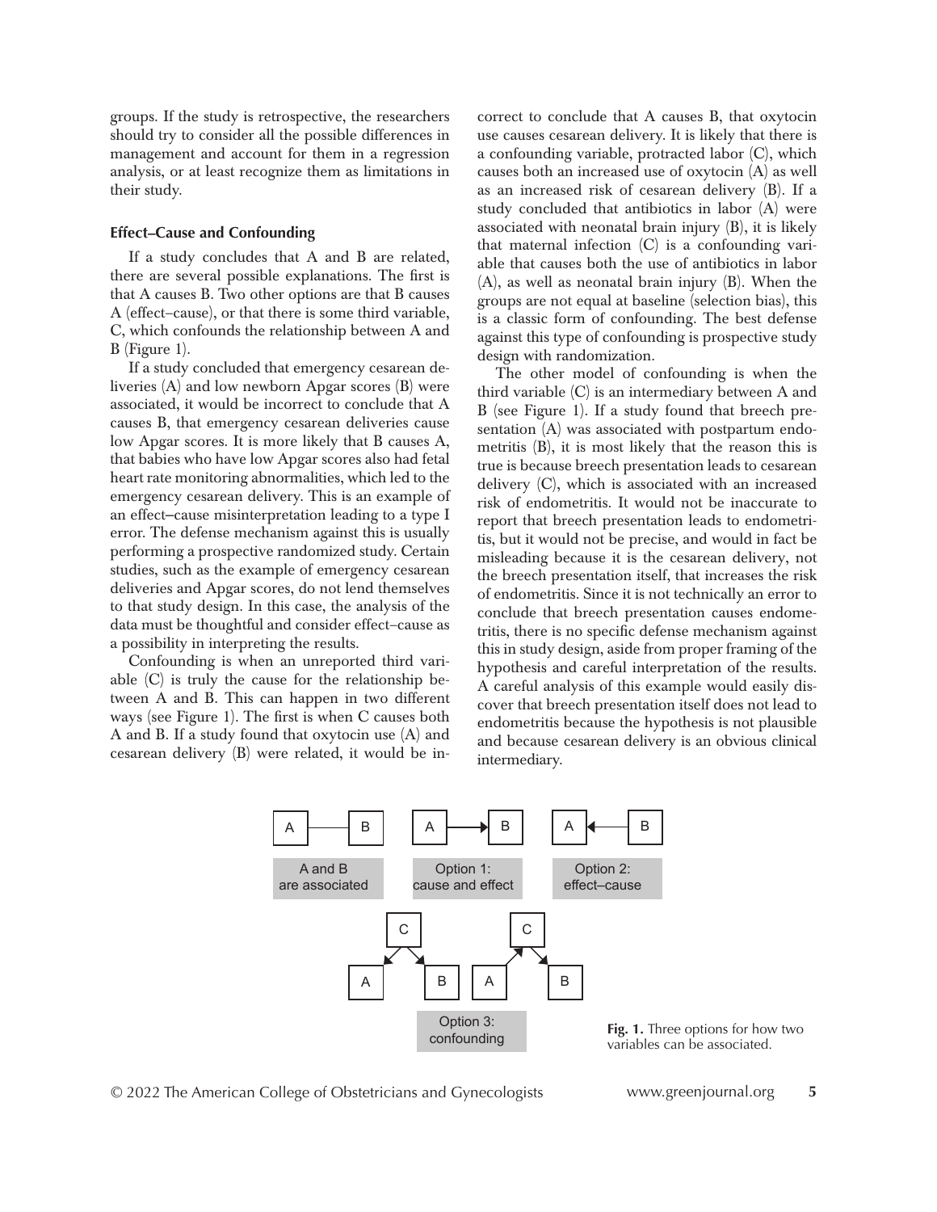groups. If the study is retrospective, the researchers should try to consider all the possible differences in management and account for them in a regression analysis, or at least recognize them as limitations in their study.

### Effect–Cause and Confounding

If a study concludes that A and B are related, there are several possible explanations. The first is that A causes B. Two other options are that B causes A (effect–cause), or that there is some third variable, C, which confounds the relationship between A and B (Figure 1).

If a study concluded that emergency cesarean deliveries (A) and low newborn Apgar scores (B) were associated, it would be incorrect to conclude that A causes B, that emergency cesarean deliveries cause low Apgar scores. It is more likely that B causes A, that babies who have low Apgar scores also had fetal heart rate monitoring abnormalities, which led to the emergency cesarean delivery. This is an example of an effect–cause misinterpretation leading to a type I error. The defense mechanism against this is usually performing a prospective randomized study. Certain studies, such as the example of emergency cesarean deliveries and Apgar scores, do not lend themselves to that study design. In this case, the analysis of the data must be thoughtful and consider effect–cause as a possibility in interpreting the results.

Confounding is when an unreported third variable (C) is truly the cause for the relationship between A and B. This can happen in two different ways (see Figure 1). The first is when C causes both A and B. If a study found that oxytocin use (A) and cesarean delivery (B) were related, it would be incorrect to conclude that A causes B, that oxytocin use causes cesarean delivery. It is likely that there is a confounding variable, protracted labor (C), which causes both an increased use of oxytocin (A) as well as an increased risk of cesarean delivery (B). If a study concluded that antibiotics in labor (A) were associated with neonatal brain injury (B), it is likely that maternal infection (C) is a confounding variable that causes both the use of antibiotics in labor (A), as well as neonatal brain injury (B). When the groups are not equal at baseline (selection bias), this is a classic form of confounding. The best defense against this type of confounding is prospective study design with randomization.

The other model of confounding is when the third variable (C) is an intermediary between A and B (see Figure 1). If a study found that breech presentation (A) was associated with postpartum endometritis (B), it is most likely that the reason this is true is because breech presentation leads to cesarean delivery (C), which is associated with an increased risk of endometritis. It would not be inaccurate to report that breech presentation leads to endometritis, but it would not be precise, and would in fact be misleading because it is the cesarean delivery, not the breech presentation itself, that increases the risk of endometritis. Since it is not technically an error to conclude that breech presentation causes endometritis, there is no specific defense mechanism against this in study design, aside from proper framing of the hypothesis and careful interpretation of the results. A careful analysis of this example would easily discover that breech presentation itself does not lead to endometritis because the hypothesis is not plausible and because cesarean delivery is an obvious clinical intermediary.

A — B: A and B are associated

A → B: Option 1: cause and effect

A ← B: Option 2: effect–cause

C → A, C → B; A → C → B: Option 3: confounding

**Fig. 1.** Three options for how two variables can be associated.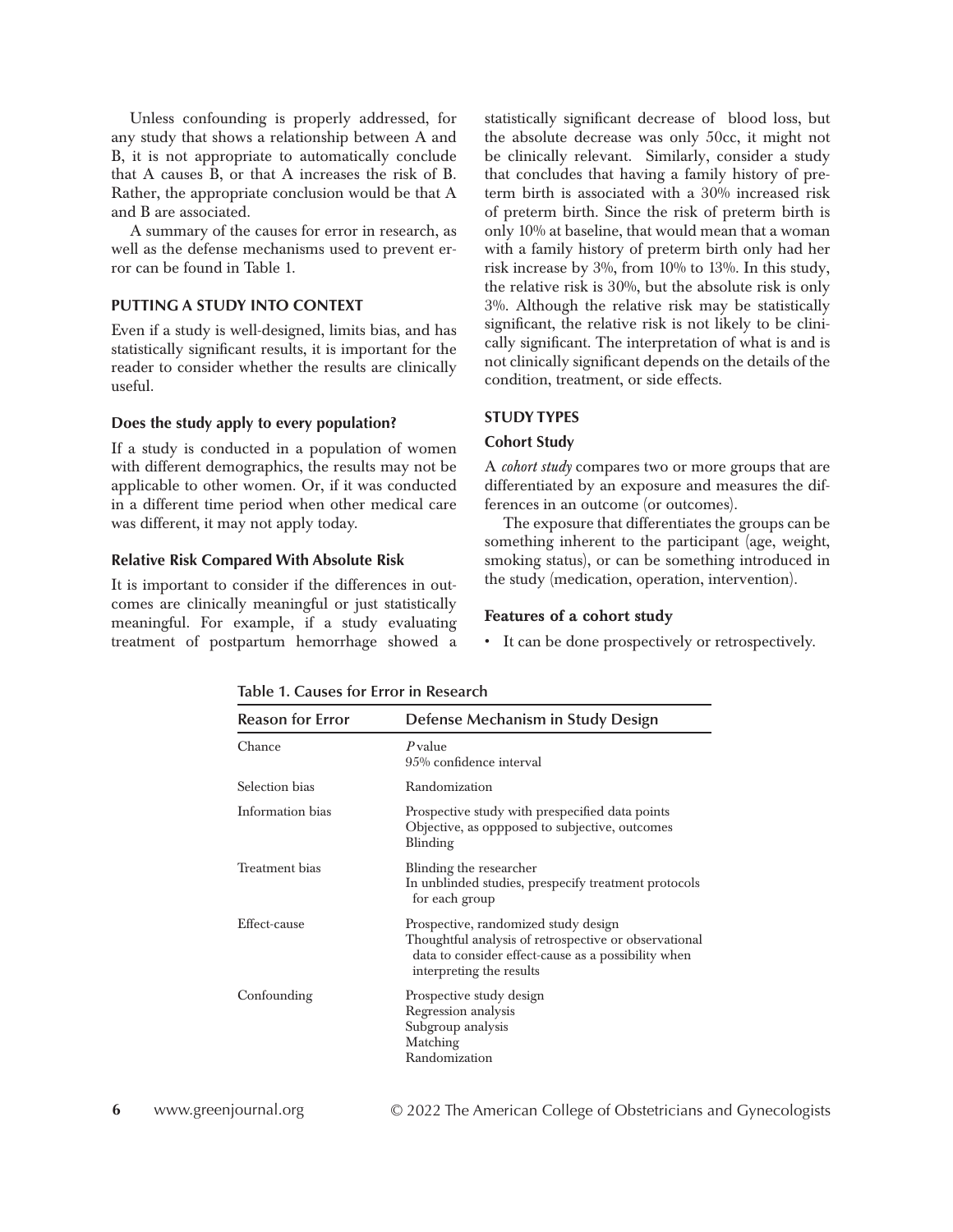Unless confounding is properly addressed, for any study that shows a relationship between A and B, it is not appropriate to automatically conclude that A causes B, or that A increases the risk of B. Rather, the appropriate conclusion would be that A and B are associated.

A summary of the causes for error in research, as well as the defense mechanisms used to prevent error can be found in Table 1.

## PUTTING A STUDY INTO CONTEXT

Even if a study is well-designed, limits bias, and has statistically significant results, it is important for the reader to consider whether the results are clinically useful.

### Does the study apply to every population?

If a study is conducted in a population of women with different demographics, the results may not be applicable to other women. Or, if it was conducted in a different time period when other medical care was different, it may not apply today.

### Relative Risk Compared With Absolute Risk

It is important to consider if the differences in outcomes are clinically meaningful or just statistically meaningful. For example, if a study evaluating treatment of postpartum hemorrhage showed a statistically significant decrease of blood loss, but the absolute decrease was only 50cc, it might not be clinically relevant. Similarly, consider a study that concludes that having a family history of preterm birth is associated with a 30% increased risk of preterm birth. Since the risk of preterm birth is only 10% at baseline, that would mean that a woman with a family history of preterm birth only had her risk increase by 3%, from 10% to 13%. In this study, the relative risk is 30%, but the absolute risk is only 3%. Although the relative risk may be statistically significant, the relative risk is not likely to be clinically significant. The interpretation of what is and is not clinically significant depends on the details of the condition, treatment, or side effects.

## STUDY TYPES

### Cohort Study

A *cohort study* compares two or more groups that are differentiated by an exposure and measures the differences in an outcome (or outcomes).

The exposure that differentiates the groups can be something inherent to the participant (age, weight, smoking status), or can be something introduced in the study (medication, operation, intervention).

#### Features of a cohort study

- It can be done prospectively or retrospectively.

**Table 1. Causes for Error in Research**

| Reason for Error | Defense Mechanism in Study Design |
|---|---|
| Chance | *P* value<br>95% confidence interval |
| Selection bias | Randomization |
| Information bias | Prospective study with prespecified data points<br>Objective, as oppposed to subjective, outcomes<br>Blinding |
| Treatment bias | Blinding the researcher<br>In unblinded studies, prespecify treatment protocols for each group |
| Effect-cause | Prospective, randomized study design<br>Thoughtful analysis of retrospective or observational data to consider effect-cause as a possibility when interpreting the results |
| Confounding | Prospective study design<br>Regression analysis<br>Subgroup analysis<br>Matching<br>Randomization |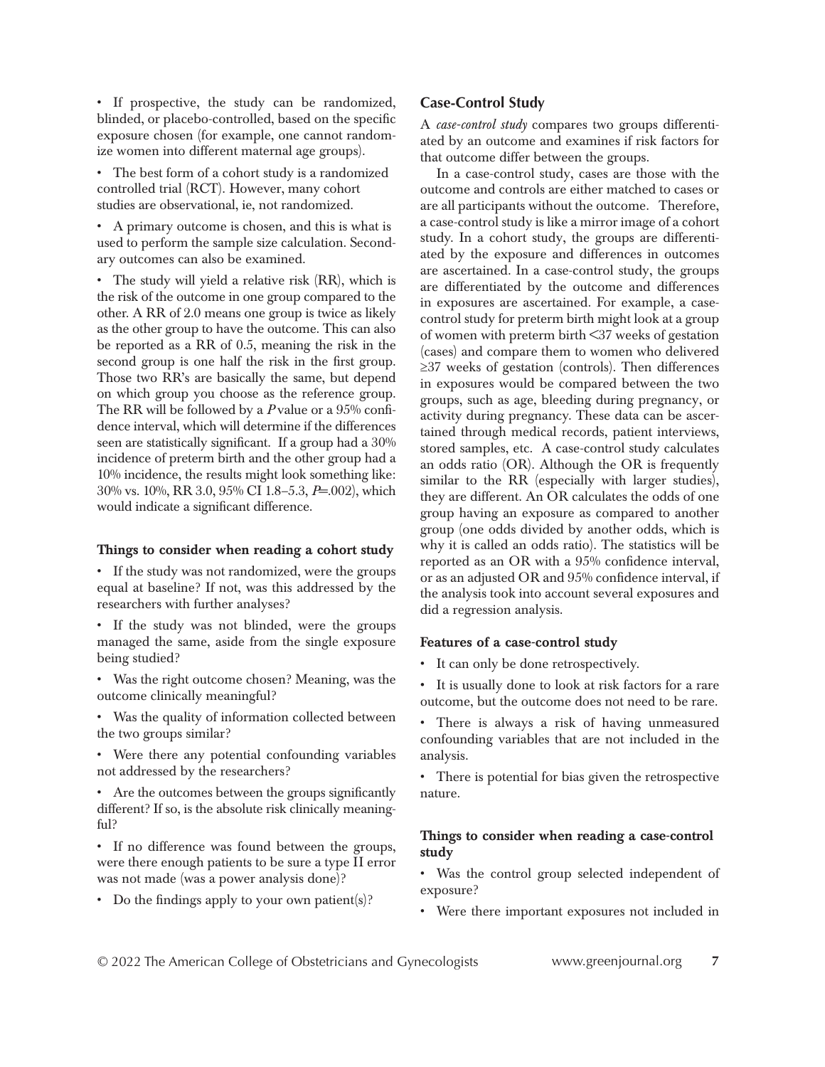- If prospective, the study can be randomized, blinded, or placebo-controlled, based on the specific exposure chosen (for example, one cannot randomize women into different maternal age groups).
- The best form of a cohort study is a randomized controlled trial (RCT). However, many cohort studies are observational, ie, not randomized.
- A primary outcome is chosen, and this is what is used to perform the sample size calculation. Secondary outcomes can also be examined.
- The study will yield a relative risk (RR), which is the risk of the outcome in one group compared to the other. A RR of 2.0 means one group is twice as likely as the other group to have the outcome. This can also be reported as a RR of 0.5, meaning the risk in the second group is one half the risk in the first group. Those two RR's are basically the same, but depend on which group you choose as the reference group. The RR will be followed by a *P* value or a 95% confidence interval, which will determine if the differences seen are statistically significant. If a group had a 30% incidence of preterm birth and the other group had a 10% incidence, the results might look something like: 30% vs. 10%, RR 3.0, 95% CI 1.8–5.3, *P*=.002), which would indicate a significant difference.

#### Things to consider when reading a cohort study

- If the study was not randomized, were the groups equal at baseline? If not, was this addressed by the researchers with further analyses?
- If the study was not blinded, were the groups managed the same, aside from the single exposure being studied?
- Was the right outcome chosen? Meaning, was the outcome clinically meaningful?
- Was the quality of information collected between the two groups similar?
- Were there any potential confounding variables not addressed by the researchers?
- Are the outcomes between the groups significantly different? If so, is the absolute risk clinically meaningful?
- If no difference was found between the groups, were there enough patients to be sure a type II error was not made (was a power analysis done)?
- Do the findings apply to your own patient(s)?

### Case-Control Study

A *case-control study* compares two groups differentiated by an outcome and examines if risk factors for that outcome differ between the groups.

In a case-control study, cases are those with the outcome and controls are either matched to cases or are all participants without the outcome. Therefore, a case-control study is like a mirror image of a cohort study. In a cohort study, the groups are differentiated by the exposure and differences in outcomes are ascertained. In a case-control study, the groups are differentiated by the outcome and differences in exposures are ascertained. For example, a case-control study for preterm birth might look at a group of women with preterm birth <37 weeks of gestation (cases) and compare them to women who delivered ≥37 weeks of gestation (controls). Then differences in exposures would be compared between the two groups, such as age, bleeding during pregnancy, or activity during pregnancy. These data can be ascertained through medical records, patient interviews, stored samples, etc. A case-control study calculates an odds ratio (OR). Although the OR is frequently similar to the RR (especially with larger studies), they are different. An OR calculates the odds of one group having an exposure as compared to another group (one odds divided by another odds, which is why it is called an odds ratio). The statistics will be reported as an OR with a 95% confidence interval, or as an adjusted OR and 95% confidence interval, if the analysis took into account several exposures and did a regression analysis.

#### Features of a case-control study

- It can only be done retrospectively.
- It is usually done to look at risk factors for a rare outcome, but the outcome does not need to be rare.
- There is always a risk of having unmeasured confounding variables that are not included in the analysis.
- There is potential for bias given the retrospective nature.

#### Things to consider when reading a case-control study

- Was the control group selected independent of exposure?
- Were there important exposures not included in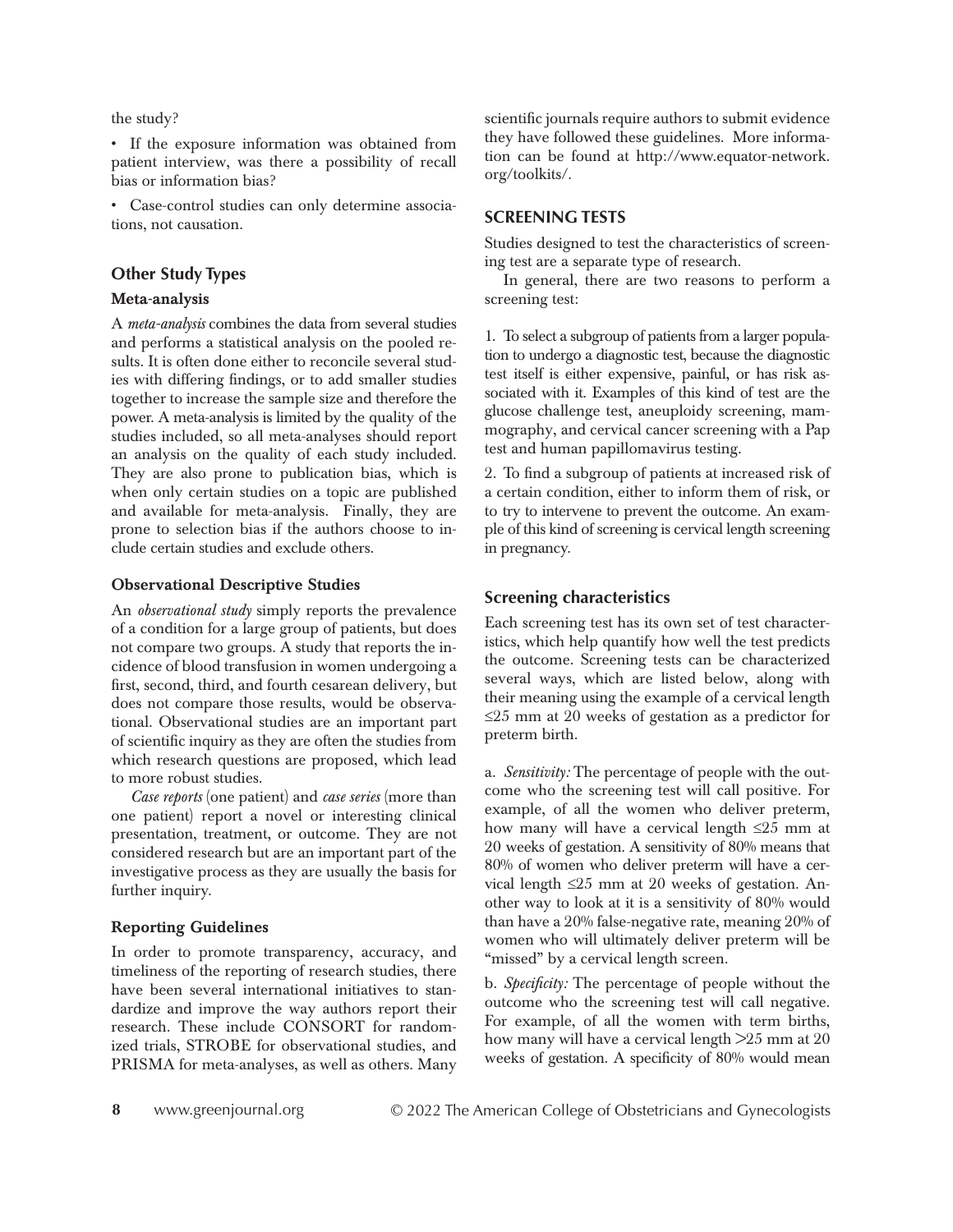the study?

- If the exposure information was obtained from patient interview, was there a possibility of recall bias or information bias?
- Case-control studies can only determine associations, not causation.

## Other Study Types

### Meta-analysis

A *meta-analysis* combines the data from several studies and performs a statistical analysis on the pooled results. It is often done either to reconcile several studies with differing findings, or to add smaller studies together to increase the sample size and therefore the power. A meta-analysis is limited by the quality of the studies included, so all meta-analyses should report an analysis on the quality of each study included. They are also prone to publication bias, which is when only certain studies on a topic are published and available for meta-analysis. Finally, they are prone to selection bias if the authors choose to include certain studies and exclude others.

### Observational Descriptive Studies

An *observational study* simply reports the prevalence of a condition for a large group of patients, but does not compare two groups. A study that reports the incidence of blood transfusion in women undergoing a first, second, third, and fourth cesarean delivery, but does not compare those results, would be observational. Observational studies are an important part of scientific inquiry as they are often the studies from which research questions are proposed, which lead to more robust studies.

*Case reports* (one patient) and *case series* (more than one patient) report a novel or interesting clinical presentation, treatment, or outcome. They are not considered research but are an important part of the investigative process as they are usually the basis for further inquiry.

### Reporting Guidelines

In order to promote transparency, accuracy, and timeliness of the reporting of research studies, there have been several international initiatives to standardize and improve the way authors report their research. These include CONSORT for randomized trials, STROBE for observational studies, and PRISMA for meta-analyses, as well as others. Many scientific journals require authors to submit evidence they have followed these guidelines. More information can be found at http://www.equator-network.org/toolkits/.

## SCREENING TESTS

Studies designed to test the characteristics of screening test are a separate type of research.

In general, there are two reasons to perform a screening test:

1. To select a subgroup of patients from a larger population to undergo a diagnostic test, because the diagnostic test itself is either expensive, painful, or has risk associated with it. Examples of this kind of test are the glucose challenge test, aneuploidy screening, mammography, and cervical cancer screening with a Pap test and human papillomavirus testing.
2. To find a subgroup of patients at increased risk of a certain condition, either to inform them of risk, or to try to intervene to prevent the outcome. An example of this kind of screening is cervical length screening in pregnancy.

## Screening characteristics

Each screening test has its own set of test characteristics, which help quantify how well the test predicts the outcome. Screening tests can be characterized several ways, which are listed below, along with their meaning using the example of a cervical length ≤25 mm at 20 weeks of gestation as a predictor for preterm birth.

a. *Sensitivity:* The percentage of people with the outcome who the screening test will call positive. For example, of all the women who deliver preterm, how many will have a cervical length ≤25 mm at 20 weeks of gestation. A sensitivity of 80% means that 80% of women who deliver preterm will have a cervical length ≤25 mm at 20 weeks of gestation. Another way to look at it is a sensitivity of 80% would than have a 20% false-negative rate, meaning 20% of women who will ultimately deliver preterm will be "missed" by a cervical length screen.

b. *Specificity:* The percentage of people without the outcome who the screening test will call negative. For example, of all the women with term births, how many will have a cervical length >25 mm at 20 weeks of gestation. A specificity of 80% would mean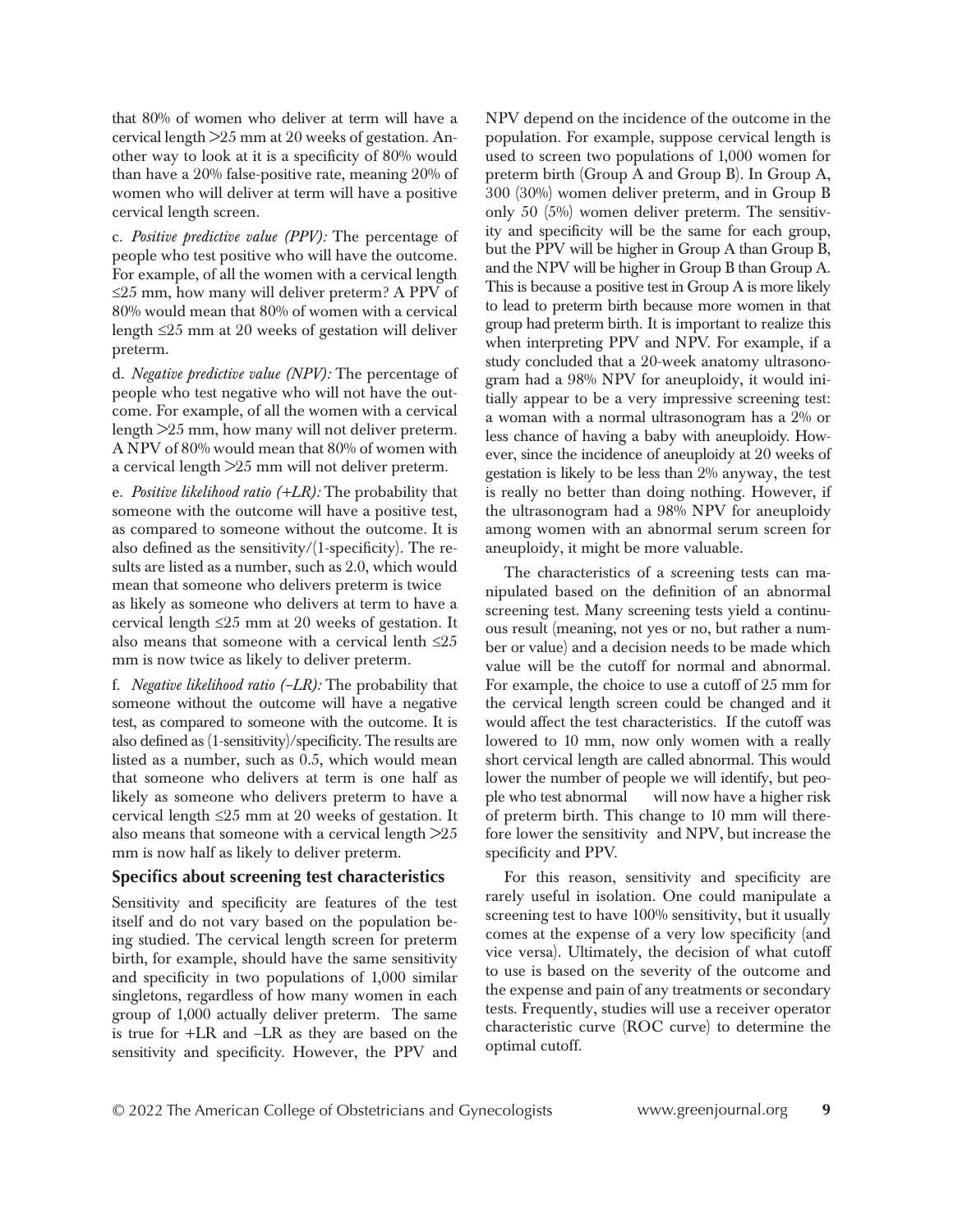that 80% of women who deliver at term will have a cervical length >25 mm at 20 weeks of gestation. Another way to look at it is a specificity of 80% would than have a 20% false-positive rate, meaning 20% of women who will deliver at term will have a positive cervical length screen.

c. *Positive predictive value (PPV):* The percentage of people who test positive who will have the outcome. For example, of all the women with a cervical length ≤25 mm, how many will deliver preterm? A PPV of 80% would mean that 80% of women with a cervical length ≤25 mm at 20 weeks of gestation will deliver preterm.

d. *Negative predictive value (NPV):* The percentage of people who test negative who will not have the outcome. For example, of all the women with a cervical length >25 mm, how many will not deliver preterm. A NPV of 80% would mean that 80% of women with a cervical length >25 mm will not deliver preterm.

e. *Positive likelihood ratio (+LR):* The probability that someone with the outcome will have a positive test, as compared to someone without the outcome. It is also defined as the sensitivity/(1-specificity). The results are listed as a number, such as 2.0, which would mean that someone who delivers preterm is twice as likely as someone who delivers at term to have a cervical length ≤25 mm at 20 weeks of gestation. It also means that someone with a cervical lenth ≤25 mm is now twice as likely to deliver preterm.

f. *Negative likelihood ratio (–LR):* The probability that someone without the outcome will have a negative test, as compared to someone with the outcome. It is also defined as (1-sensitivity)/specificity. The results are listed as a number, such as 0.5, which would mean that someone who delivers at term is one half as likely as someone who delivers preterm to have a cervical length ≤25 mm at 20 weeks of gestation. It also means that someone with a cervical length >25 mm is now half as likely to deliver preterm.

## Specifics about screening test characteristics

Sensitivity and specificity are features of the test itself and do not vary based on the population being studied. The cervical length screen for preterm birth, for example, should have the same sensitivity and specificity in two populations of 1,000 similar singletons, regardless of how many women in each group of 1,000 actually deliver preterm. The same is true for +LR and –LR as they are based on the sensitivity and specificity. However, the PPV and NPV depend on the incidence of the outcome in the population. For example, suppose cervical length is used to screen two populations of 1,000 women for preterm birth (Group A and Group B). In Group A, 300 (30%) women deliver preterm, and in Group B only 50 (5%) women deliver preterm. The sensitivity and specificity will be the same for each group, but the PPV will be higher in Group A than Group B, and the NPV will be higher in Group B than Group A. This is because a positive test in Group A is more likely to lead to preterm birth because more women in that group had preterm birth. It is important to realize this when interpreting PPV and NPV. For example, if a study concluded that a 20-week anatomy ultrasonogram had a 98% NPV for aneuploidy, it would initially appear to be a very impressive screening test: a woman with a normal ultrasonogram has a 2% or less chance of having a baby with aneuploidy. However, since the incidence of aneuploidy at 20 weeks of gestation is likely to be less than 2% anyway, the test is really no better than doing nothing. However, if the ultrasonogram had a 98% NPV for aneuploidy among women with an abnormal serum screen for aneuploidy, it might be more valuable.

The characteristics of a screening tests can manipulated based on the definition of an abnormal screening test. Many screening tests yield a continuous result (meaning, not yes or no, but rather a number or value) and a decision needs to be made which value will be the cutoff for normal and abnormal. For example, the choice to use a cutoff of 25 mm for the cervical length screen could be changed and it would affect the test characteristics. If the cutoff was lowered to 10 mm, now only women with a really short cervical length are called abnormal. This would lower the number of people we will identify, but people who test abnormal will now have a higher risk of preterm birth. This change to 10 mm will therefore lower the sensitivity and NPV, but increase the specificity and PPV.

For this reason, sensitivity and specificity are rarely useful in isolation. One could manipulate a screening test to have 100% sensitivity, but it usually comes at the expense of a very low specificity (and vice versa). Ultimately, the decision of what cutoff to use is based on the severity of the outcome and the expense and pain of any treatments or secondary tests. Frequently, studies will use a receiver operator characteristic curve (ROC curve) to determine the optimal cutoff.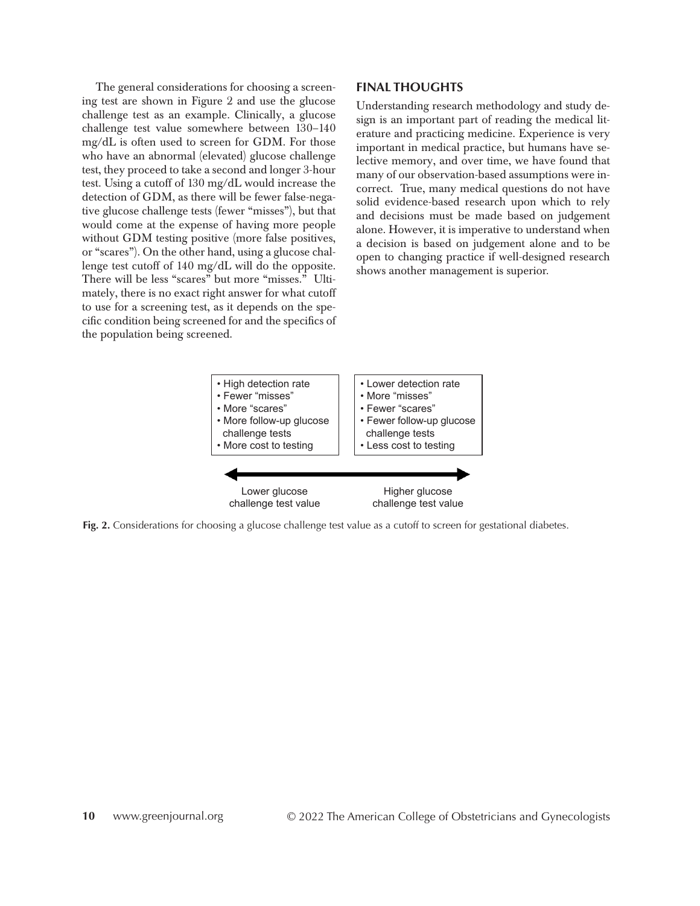The general considerations for choosing a screening test are shown in Figure 2 and use the glucose challenge test as an example. Clinically, a glucose challenge test value somewhere between 130–140 mg/dL is often used to screen for GDM. For those who have an abnormal (elevated) glucose challenge test, they proceed to take a second and longer 3-hour test. Using a cutoff of 130 mg/dL would increase the detection of GDM, as there will be fewer false-negative glucose challenge tests (fewer "misses"), but that would come at the expense of having more people without GDM testing positive (more false positives, or "scares"). On the other hand, using a glucose challenge test cutoff of 140 mg/dL will do the opposite. There will be less "scares" but more "misses." Ultimately, there is no exact right answer for what cutoff to use for a screening test, as it depends on the specific condition being screened for and the specifics of the population being screened.

## FINAL THOUGHTS

Understanding research methodology and study design is an important part of reading the medical literature and practicing medicine. Experience is very important in medical practice, but humans have selective memory, and over time, we have found that many of our observation-based assumptions were incorrect. True, many medical questions do not have solid evidence-based research upon which to rely and decisions must be made based on judgement alone. However, it is imperative to understand when a decision is based on judgement alone and to be open to changing practice if well-designed research shows another management is superior.

- High detection rate
- Fewer "misses"
- More "scares"
- More follow-up glucose challenge tests
- More cost to testing

- Lower detection rate
- More "misses"
- Fewer "scares"
- Fewer follow-up glucose challenge tests
- Less cost to testing

Lower glucose challenge test value

Higher glucose challenge test value

**Fig. 2.** Considerations for choosing a glucose challenge test value as a cutoff to screen for gestational diabetes.